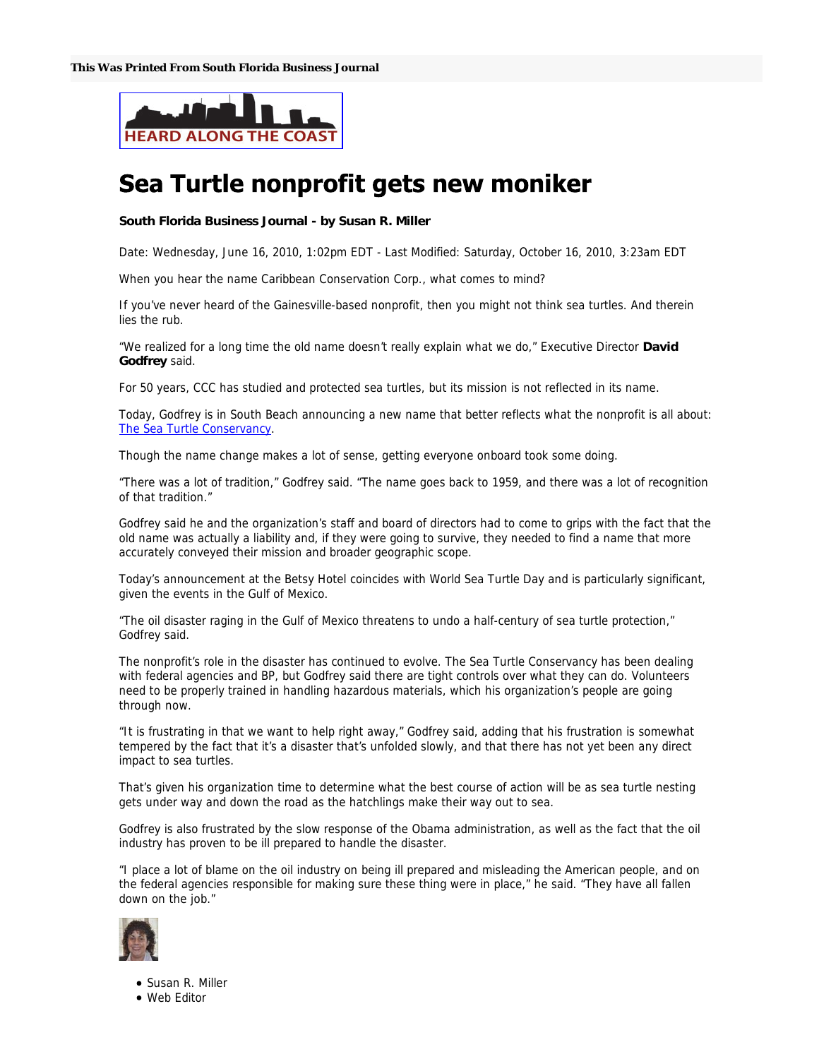**This Was Printed From South Florida Business Journal**

HEARD ALONG THE COAST

# Sea Turtle nonprofit gets new moniker

**South Florida Business Journal - by Susan R. Miller**

Date: Wednesday, June 16, 2010, 1:02pm EDT - Last Modified: Saturday, October 16, 2010, 3:23am EDT

When you hear the name Caribbean Conservation Corp., what comes to mind?

If you've never heard of the Gainesville-based nonprofit, then you might not think sea turtles. And therein lies the rub.

"We realized for a long time the old name doesn't really explain what we do," Executive Director **David Godfrey** said.

For 50 years, CCC has studied and protected sea turtles, but its mission is not reflected in its name.

Today, Godfrey is in South Beach announcing a new name that better reflects what the nonprofit is all about: The Sea Turtle Conservancy.

Though the name change makes a lot of sense, getting everyone onboard took some doing.

"There was a lot of tradition," Godfrey said. "The name goes back to 1959, and there was a lot of recognition of that tradition."

Godfrey said he and the organization's staff and board of directors had to come to grips with the fact that the old name was actually a liability and, if they were going to survive, they needed to find a name that more accurately conveyed their mission and broader geographic scope.

Today's announcement at the Betsy Hotel coincides with World Sea Turtle Day and is particularly significant, given the events in the Gulf of Mexico.

"The oil disaster raging in the Gulf of Mexico threatens to undo a half-century of sea turtle protection," Godfrey said.

The nonprofit's role in the disaster has continued to evolve. The Sea Turtle Conservancy has been dealing with federal agencies and BP, but Godfrey said there are tight controls over what they can do. Volunteers need to be properly trained in handling hazardous materials, which his organization's people are going through now.

"It is frustrating in that we want to help right away," Godfrey said, adding that his frustration is somewhat tempered by the fact that it's a disaster that's unfolded slowly, and that there has not yet been any direct impact to sea turtles.

That's given his organization time to determine what the best course of action will be as sea turtle nesting gets under way and down the road as the hatchlings make their way out to sea.

Godfrey is also frustrated by the slow response of the Obama administration, as well as the fact that the oil industry has proven to be ill prepared to handle the disaster.

"I place a lot of blame on the oil industry on being ill prepared and misleading the American people, and on the federal agencies responsible for making sure these thing were in place," he said. "They have all fallen down on the job."

- Susan R. Miller
- Web Editor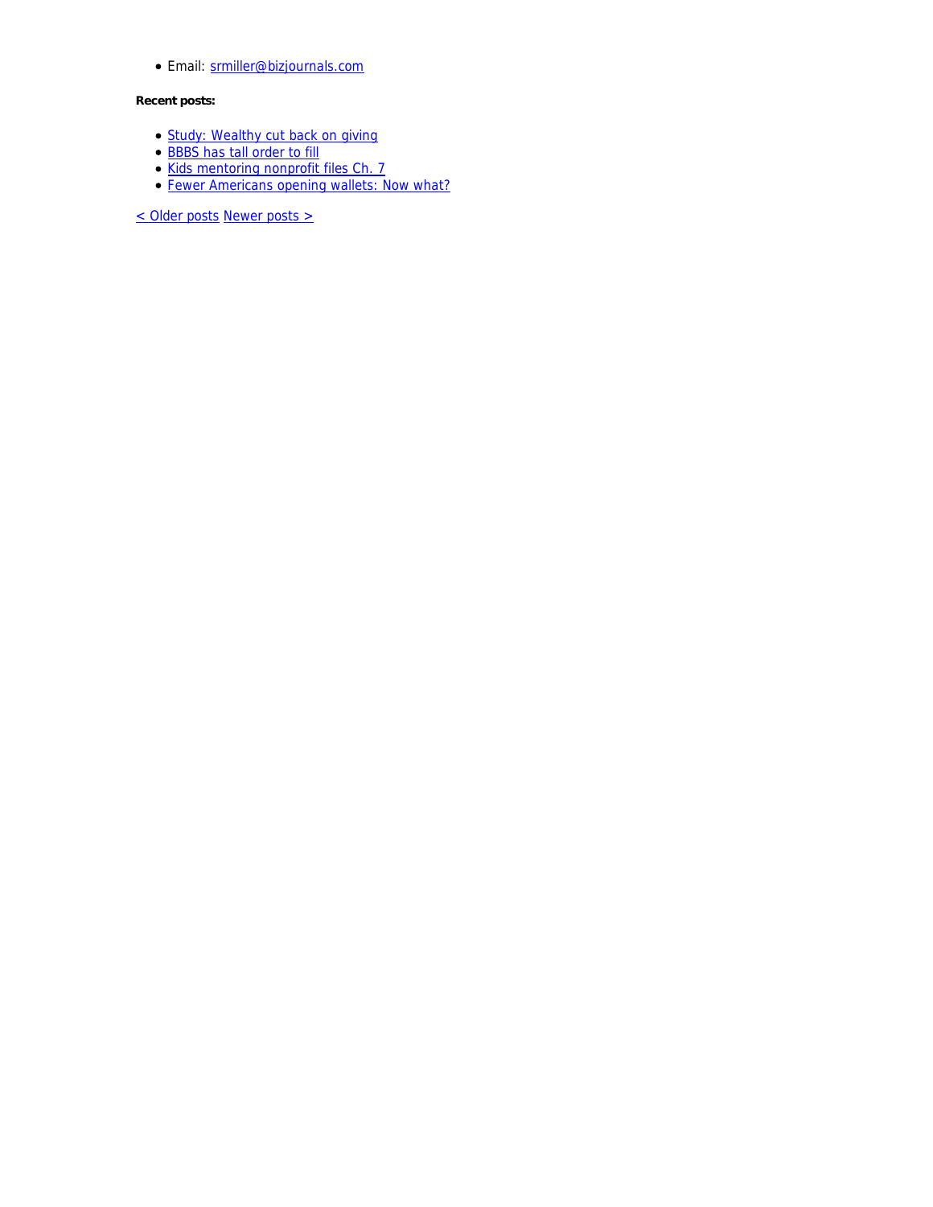- Email: srmiller@bizjournals.com

**Recent posts:**

- Study: Wealthy cut back on giving
- BBBS has tall order to fill
- Kids mentoring nonprofit files Ch. 7
- Fewer Americans opening wallets: Now what?

< Older posts Newer posts >